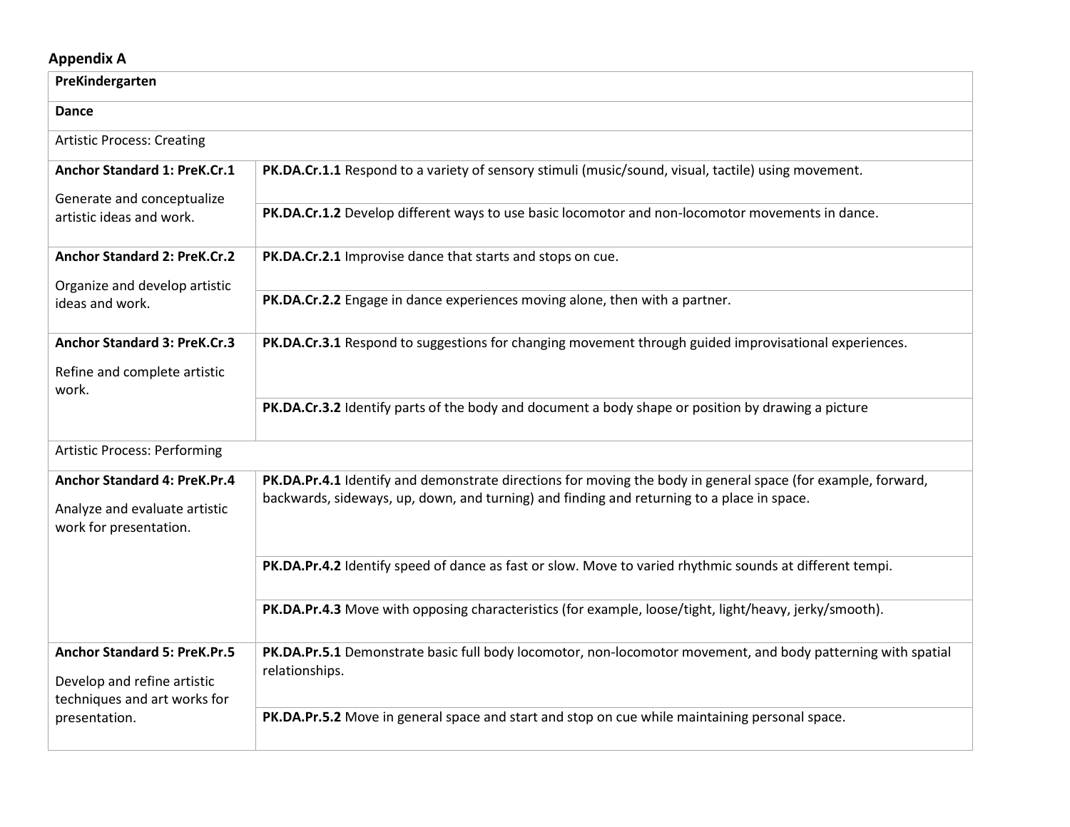## Appendix A

| PreKindergarten | |
|---|---|
| **Dance** | |
| Artistic Process: Creating | |
| **Anchor Standard 1: PreK.Cr.1** Generate and conceptualize artistic ideas and work. | **PK.DA.Cr.1.1** Respond to a variety of sensory stimuli (music/sound, visual, tactile) using movement. |
| | **PK.DA.Cr.1.2** Develop different ways to use basic locomotor and non-locomotor movements in dance. |
| **Anchor Standard 2: PreK.Cr.2** Organize and develop artistic ideas and work. | **PK.DA.Cr.2.1** Improvise dance that starts and stops on cue. |
| | **PK.DA.Cr.2.2** Engage in dance experiences moving alone, then with a partner. |
| **Anchor Standard 3: PreK.Cr.3** Refine and complete artistic work. | **PK.DA.Cr.3.1** Respond to suggestions for changing movement through guided improvisational experiences. |
| | **PK.DA.Cr.3.2** Identify parts of the body and document a body shape or position by drawing a picture |
| Artistic Process: Performing | |
| **Anchor Standard 4: PreK.Pr.4** Analyze and evaluate artistic work for presentation. | **PK.DA.Pr.4.1** Identify and demonstrate directions for moving the body in general space (for example, forward, backwards, sideways, up, down, and turning) and finding and returning to a place in space. |
| | **PK.DA.Pr.4.2** Identify speed of dance as fast or slow. Move to varied rhythmic sounds at different tempi. |
| | **PK.DA.Pr.4.3** Move with opposing characteristics (for example, loose/tight, light/heavy, jerky/smooth). |
| **Anchor Standard 5: PreK.Pr.5** Develop and refine artistic techniques and art works for presentation. | **PK.DA.Pr.5.1** Demonstrate basic full body locomotor, non-locomotor movement, and body patterning with spatial relationships. |
| | **PK.DA.Pr.5.2** Move in general space and start and stop on cue while maintaining personal space. |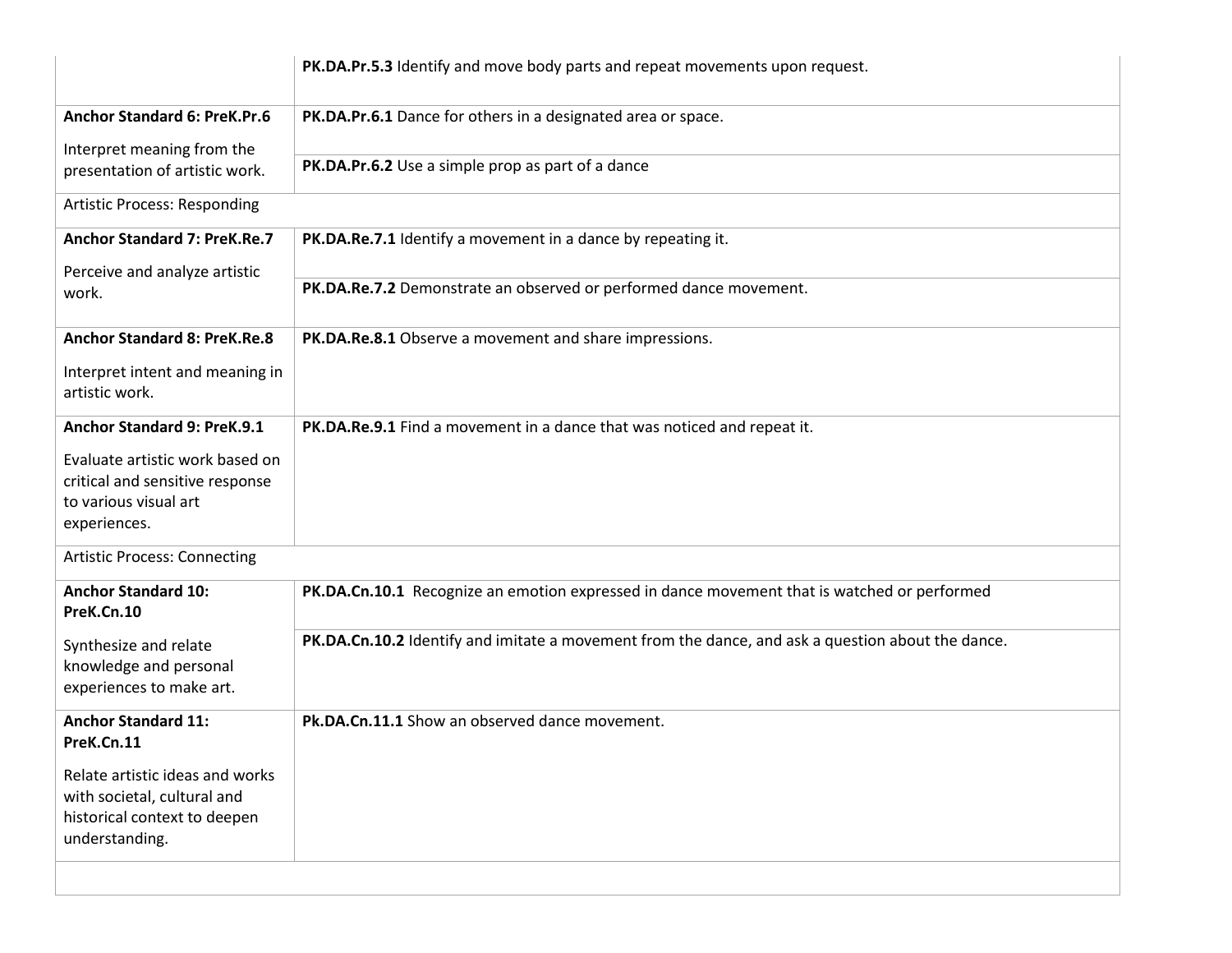| | |
|---|---|
| | **PK.DA.Pr.5.3** Identify and move body parts and repeat movements upon request. |
| **Anchor Standard 6: PreK.Pr.6** Interpret meaning from the presentation of artistic work. | **PK.DA.Pr.6.1** Dance for others in a designated area or space. |
| | **PK.DA.Pr.6.2** Use a simple prop as part of a dance |
| Artistic Process: Responding | |
| **Anchor Standard 7: PreK.Re.7** Perceive and analyze artistic work. | **PK.DA.Re.7.1** Identify a movement in a dance by repeating it. |
| | **PK.DA.Re.7.2** Demonstrate an observed or performed dance movement. |
| **Anchor Standard 8: PreK.Re.8** Interpret intent and meaning in artistic work. | **PK.DA.Re.8.1** Observe a movement and share impressions. |
| **Anchor Standard 9: PreK.9.1** Evaluate artistic work based on critical and sensitive response to various visual art experiences. | **PK.DA.Re.9.1** Find a movement in a dance that was noticed and repeat it. |
| Artistic Process: Connecting | |
| **Anchor Standard 10: PreK.Cn.10** Synthesize and relate knowledge and personal experiences to make art. | **PK.DA.Cn.10.1** Recognize an emotion expressed in dance movement that is watched or performed |
| | **PK.DA.Cn.10.2** Identify and imitate a movement from the dance, and ask a question about the dance. |
| **Anchor Standard 11: PreK.Cn.11** Relate artistic ideas and works with societal, cultural and historical context to deepen understanding. | **Pk.DA.Cn.11.1** Show an observed dance movement. |
| | |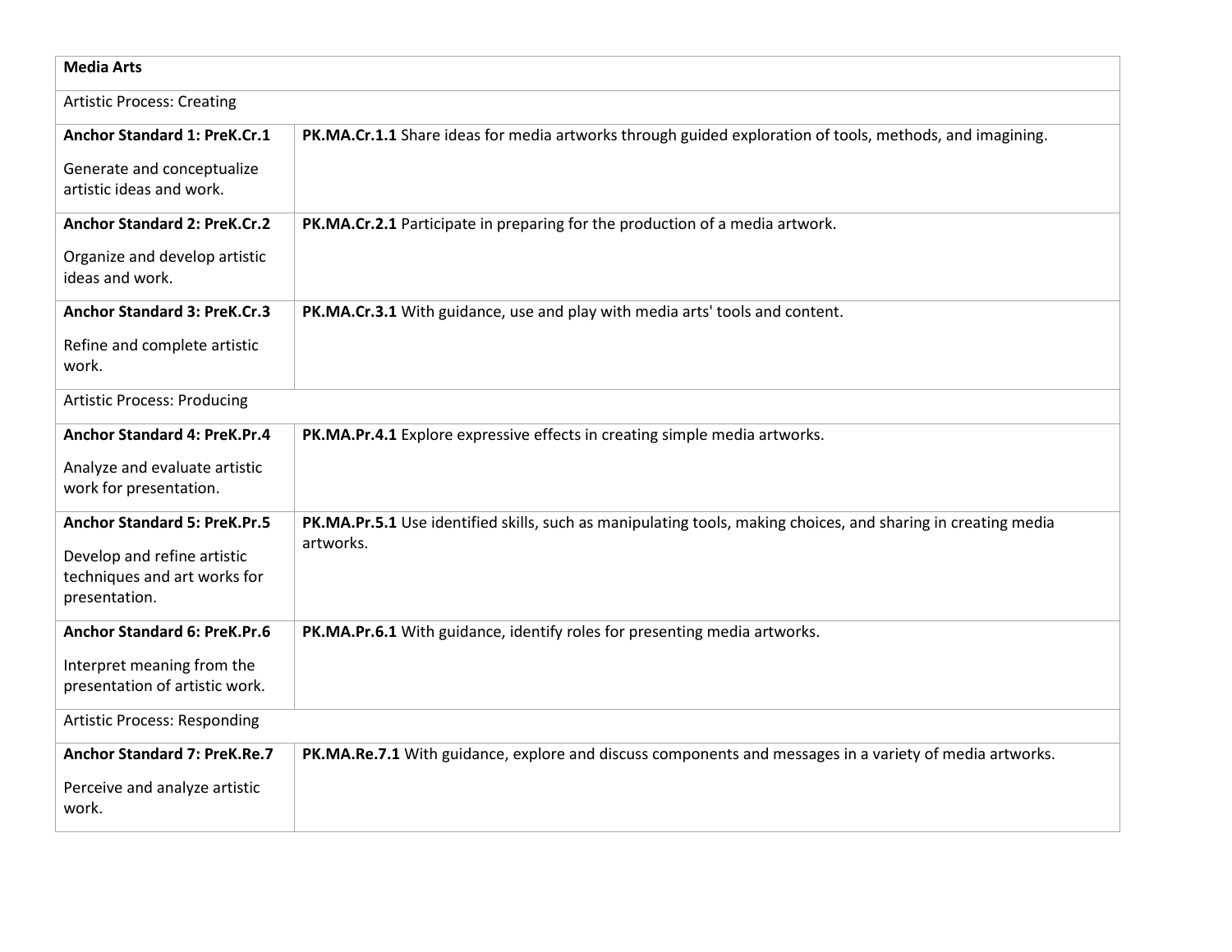| **Media Arts** | |
|---|---|
| Artistic Process: Creating | |
| **Anchor Standard 1: PreK.Cr.1**<br><br>Generate and conceptualize artistic ideas and work. | **PK.MA.Cr.1.1** Share ideas for media artworks through guided exploration of tools, methods, and imagining. |
| **Anchor Standard 2: PreK.Cr.2**<br><br>Organize and develop artistic ideas and work. | **PK.MA.Cr.2.1** Participate in preparing for the production of a media artwork. |
| **Anchor Standard 3: PreK.Cr.3**<br><br>Refine and complete artistic work. | **PK.MA.Cr.3.1** With guidance, use and play with media arts' tools and content. |
| Artistic Process: Producing | |
| **Anchor Standard 4: PreK.Pr.4**<br><br>Analyze and evaluate artistic work for presentation. | **PK.MA.Pr.4.1** Explore expressive effects in creating simple media artworks. |
| **Anchor Standard 5: PreK.Pr.5**<br><br>Develop and refine artistic techniques and art works for presentation. | **PK.MA.Pr.5.1** Use identified skills, such as manipulating tools, making choices, and sharing in creating media artworks. |
| **Anchor Standard 6: PreK.Pr.6**<br><br>Interpret meaning from the presentation of artistic work. | **PK.MA.Pr.6.1** With guidance, identify roles for presenting media artworks. |
| Artistic Process: Responding | |
| **Anchor Standard 7: PreK.Re.7**<br><br>Perceive and analyze artistic work. | **PK.MA.Re.7.1** With guidance, explore and discuss components and messages in a variety of media artworks. |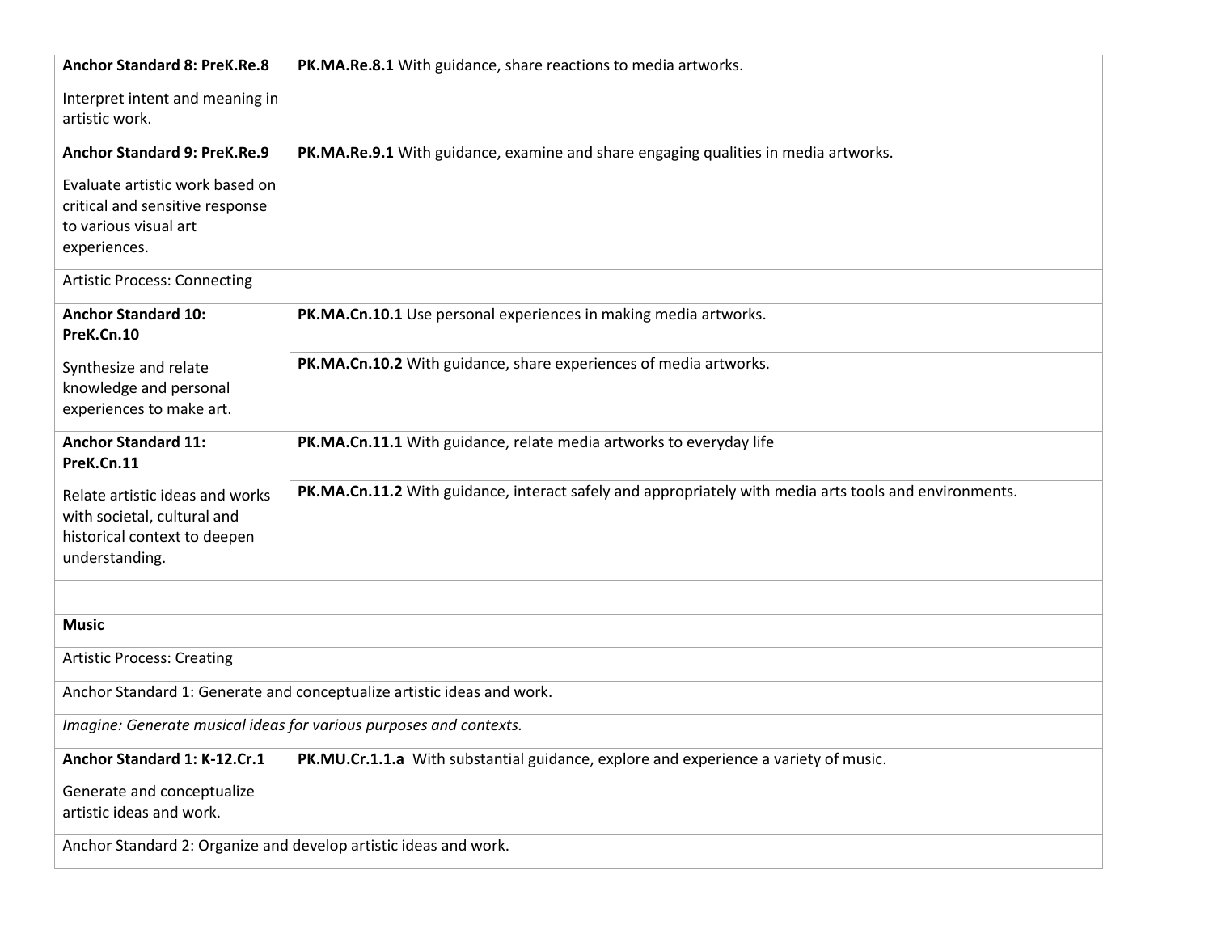| | |
|---|---|
| **Anchor Standard 8: PreK.Re.8**<br><br>Interpret intent and meaning in artistic work. | **PK.MA.Re.8.1** With guidance, share reactions to media artworks. |
| **Anchor Standard 9: PreK.Re.9**<br><br>Evaluate artistic work based on critical and sensitive response to various visual art experiences. | **PK.MA.Re.9.1** With guidance, examine and share engaging qualities in media artworks. |
| Artistic Process: Connecting | |
| **Anchor Standard 10: PreK.Cn.10**<br><br>Synthesize and relate knowledge and personal experiences to make art. | **PK.MA.Cn.10.1** Use personal experiences in making media artworks. |
| | **PK.MA.Cn.10.2** With guidance, share experiences of media artworks. |
| **Anchor Standard 11: PreK.Cn.11**<br><br>Relate artistic ideas and works with societal, cultural and historical context to deepen understanding. | **PK.MA.Cn.11.1** With guidance, relate media artworks to everyday life |
| | **PK.MA.Cn.11.2** With guidance, interact safely and appropriately with media arts tools and environments. |
| | |
| **Music** | |
| Artistic Process: Creating | |
| Anchor Standard 1: Generate and conceptualize artistic ideas and work. | |
| *Imagine: Generate musical ideas for various purposes and contexts.* | |
| **Anchor Standard 1: K-12.Cr.1**<br><br>Generate and conceptualize artistic ideas and work. | **PK.MU.Cr.1.1.a** With substantial guidance, explore and experience a variety of music. |
| Anchor Standard 2: Organize and develop artistic ideas and work. | |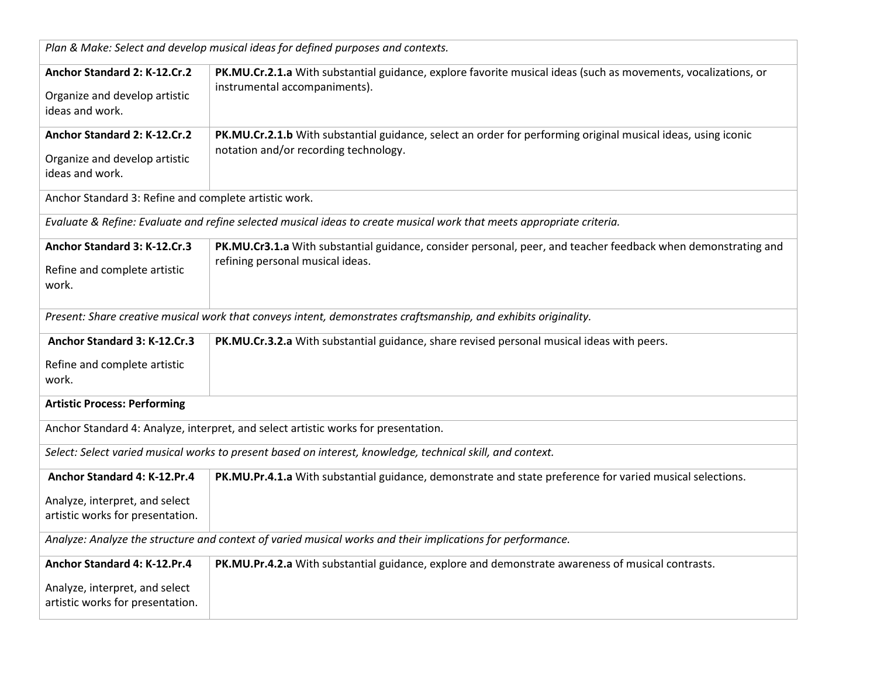| | |
|---|---|
| *Plan & Make: Select and develop musical ideas for defined purposes and contexts.* | |
| **Anchor Standard 2: K-12.Cr.2**<br><br>Organize and develop artistic ideas and work. | **PK.MU.Cr.2.1.a** With substantial guidance, explore favorite musical ideas (such as movements, vocalizations, or instrumental accompaniments). |
| **Anchor Standard 2: K-12.Cr.2**<br><br>Organize and develop artistic ideas and work. | **PK.MU.Cr.2.1.b** With substantial guidance, select an order for performing original musical ideas, using iconic notation and/or recording technology. |
| Anchor Standard 3: Refine and complete artistic work. | |
| *Evaluate & Refine: Evaluate and refine selected musical ideas to create musical work that meets appropriate criteria.* | |
| **Anchor Standard 3: K-12.Cr.3**<br><br>Refine and complete artistic work. | **PK.MU.Cr3.1.a** With substantial guidance, consider personal, peer, and teacher feedback when demonstrating and refining personal musical ideas. |
| *Present: Share creative musical work that conveys intent, demonstrates craftsmanship, and exhibits originality.* | |
| **Anchor Standard 3: K-12.Cr.3**<br><br>Refine and complete artistic work. | **PK.MU.Cr.3.2.a** With substantial guidance, share revised personal musical ideas with peers. |
| **Artistic Process: Performing** | |
| Anchor Standard 4: Analyze, interpret, and select artistic works for presentation. | |
| *Select: Select varied musical works to present based on interest, knowledge, technical skill, and context.* | |
| **Anchor Standard 4: K-12.Pr.4**<br><br>Analyze, interpret, and select artistic works for presentation. | **PK.MU.Pr.4.1.a** With substantial guidance, demonstrate and state preference for varied musical selections. |
| *Analyze: Analyze the structure and context of varied musical works and their implications for performance.* | |
| **Anchor Standard 4: K-12.Pr.4**<br><br>Analyze, interpret, and select artistic works for presentation. | **PK.MU.Pr.4.2.a** With substantial guidance, explore and demonstrate awareness of musical contrasts. |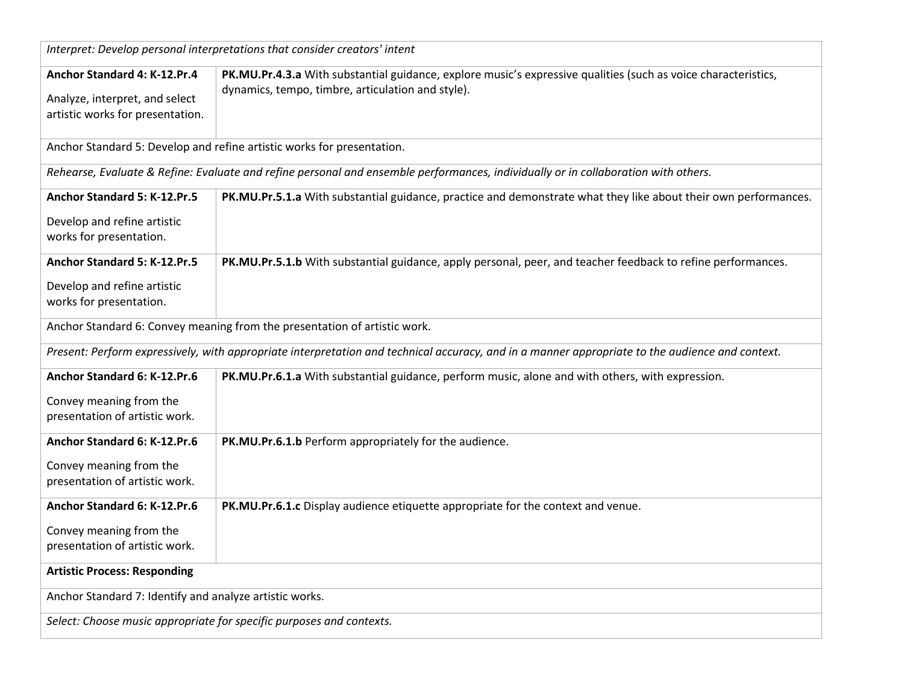| | |
|---|---|
| *Interpret: Develop personal interpretations that consider creators' intent* | |
| **Anchor Standard 4: K-12.Pr.4**<br><br>Analyze, interpret, and select artistic works for presentation. | **PK.MU.Pr.4.3.a** With substantial guidance, explore music's expressive qualities (such as voice characteristics, dynamics, tempo, timbre, articulation and style). |
| Anchor Standard 5: Develop and refine artistic works for presentation. | |
| *Rehearse, Evaluate & Refine: Evaluate and refine personal and ensemble performances, individually or in collaboration with others.* | |
| **Anchor Standard 5: K-12.Pr.5**<br><br>Develop and refine artistic works for presentation. | **PK.MU.Pr.5.1.a** With substantial guidance, practice and demonstrate what they like about their own performances. |
| **Anchor Standard 5: K-12.Pr.5**<br><br>Develop and refine artistic works for presentation. | **PK.MU.Pr.5.1.b** With substantial guidance, apply personal, peer, and teacher feedback to refine performances. |
| Anchor Standard 6: Convey meaning from the presentation of artistic work. | |
| *Present: Perform expressively, with appropriate interpretation and technical accuracy, and in a manner appropriate to the audience and context.* | |
| **Anchor Standard 6: K-12.Pr.6**<br><br>Convey meaning from the presentation of artistic work. | **PK.MU.Pr.6.1.a** With substantial guidance, perform music, alone and with others, with expression. |
| **Anchor Standard 6: K-12.Pr.6**<br><br>Convey meaning from the presentation of artistic work. | **PK.MU.Pr.6.1.b** Perform appropriately for the audience. |
| **Anchor Standard 6: K-12.Pr.6**<br><br>Convey meaning from the presentation of artistic work. | **PK.MU.Pr.6.1.c** Display audience etiquette appropriate for the context and venue. |
| **Artistic Process: Responding** | |
| Anchor Standard 7: Identify and analyze artistic works. | |
| *Select: Choose music appropriate for specific purposes and contexts.* | |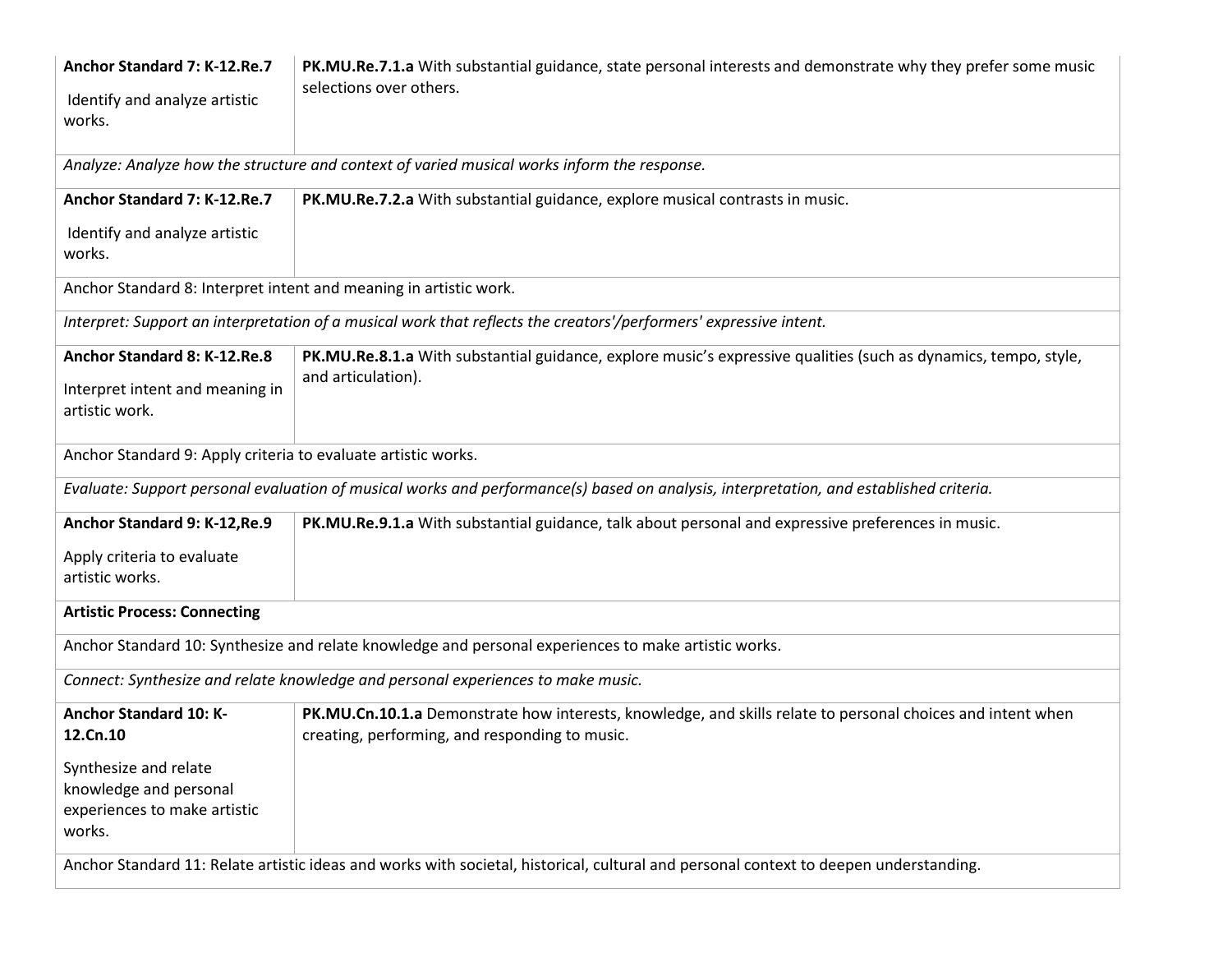| | |
|---|---|
| **Anchor Standard 7: K-12.Re.7**<br><br>Identify and analyze artistic works. | **PK.MU.Re.7.1.a** With substantial guidance, state personal interests and demonstrate why they prefer some music selections over others. |
| *Analyze: Analyze how the structure and context of varied musical works inform the response.* | |
| **Anchor Standard 7: K-12.Re.7**<br><br>Identify and analyze artistic works. | **PK.MU.Re.7.2.a** With substantial guidance, explore musical contrasts in music. |
| Anchor Standard 8: Interpret intent and meaning in artistic work. | |
| *Interpret: Support an interpretation of a musical work that reflects the creators'/performers' expressive intent.* | |
| **Anchor Standard 8: K-12.Re.8**<br><br>Interpret intent and meaning in artistic work. | **PK.MU.Re.8.1.a** With substantial guidance, explore music's expressive qualities (such as dynamics, tempo, style, and articulation). |
| Anchor Standard 9: Apply criteria to evaluate artistic works. | |
| *Evaluate: Support personal evaluation of musical works and performance(s) based on analysis, interpretation, and established criteria.* | |
| **Anchor Standard 9: K-12,Re.9**<br><br>Apply criteria to evaluate artistic works. | **PK.MU.Re.9.1.a** With substantial guidance, talk about personal and expressive preferences in music. |
| **Artistic Process: Connecting** | |
| Anchor Standard 10: Synthesize and relate knowledge and personal experiences to make artistic works. | |
| *Connect: Synthesize and relate knowledge and personal experiences to make music.* | |
| **Anchor Standard 10: K-12.Cn.10**<br><br>Synthesize and relate knowledge and personal experiences to make artistic works. | **PK.MU.Cn.10.1.a** Demonstrate how interests, knowledge, and skills relate to personal choices and intent when creating, performing, and responding to music. |
| Anchor Standard 11: Relate artistic ideas and works with societal, historical, cultural and personal context to deepen understanding. | |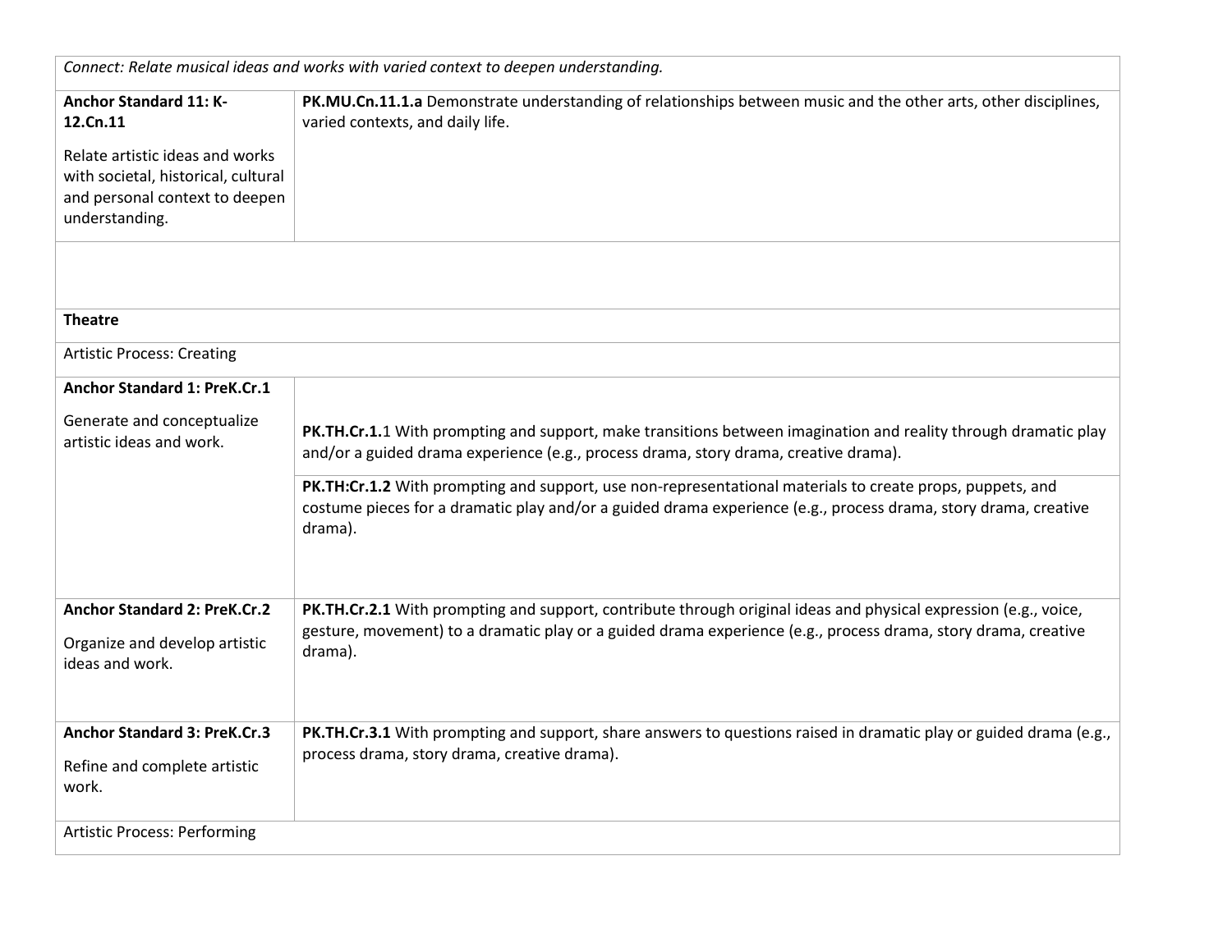| *Connect: Relate musical ideas and works with varied context to deepen understanding.* | |
|---|---|
| **Anchor Standard 11: K-12.Cn.11**<br><br>Relate artistic ideas and works with societal, historical, cultural and personal context to deepen understanding. | **PK.MU.Cn.11.1.a** Demonstrate understanding of relationships between music and the other arts, other disciplines, varied contexts, and daily life. |
| | |
| **Theatre** | |
| Artistic Process: Creating | |
| **Anchor Standard 1: PreK.Cr.1**<br><br>Generate and conceptualize artistic ideas and work. | **PK.TH.Cr.1.**1 With prompting and support, make transitions between imagination and reality through dramatic play and/or a guided drama experience (e.g., process drama, story drama, creative drama). |
| | **PK.TH:Cr.1.2** With prompting and support, use non-representational materials to create props, puppets, and costume pieces for a dramatic play and/or a guided drama experience (e.g., process drama, story drama, creative drama). |
| **Anchor Standard 2: PreK.Cr.2**<br><br>Organize and develop artistic ideas and work. | **PK.TH.Cr.2.1** With prompting and support, contribute through original ideas and physical expression (e.g., voice, gesture, movement) to a dramatic play or a guided drama experience (e.g., process drama, story drama, creative drama). |
| **Anchor Standard 3: PreK.Cr.3**<br><br>Refine and complete artistic work. | **PK.TH.Cr.3.1** With prompting and support, share answers to questions raised in dramatic play or guided drama (e.g., process drama, story drama, creative drama). |
| Artistic Process: Performing | |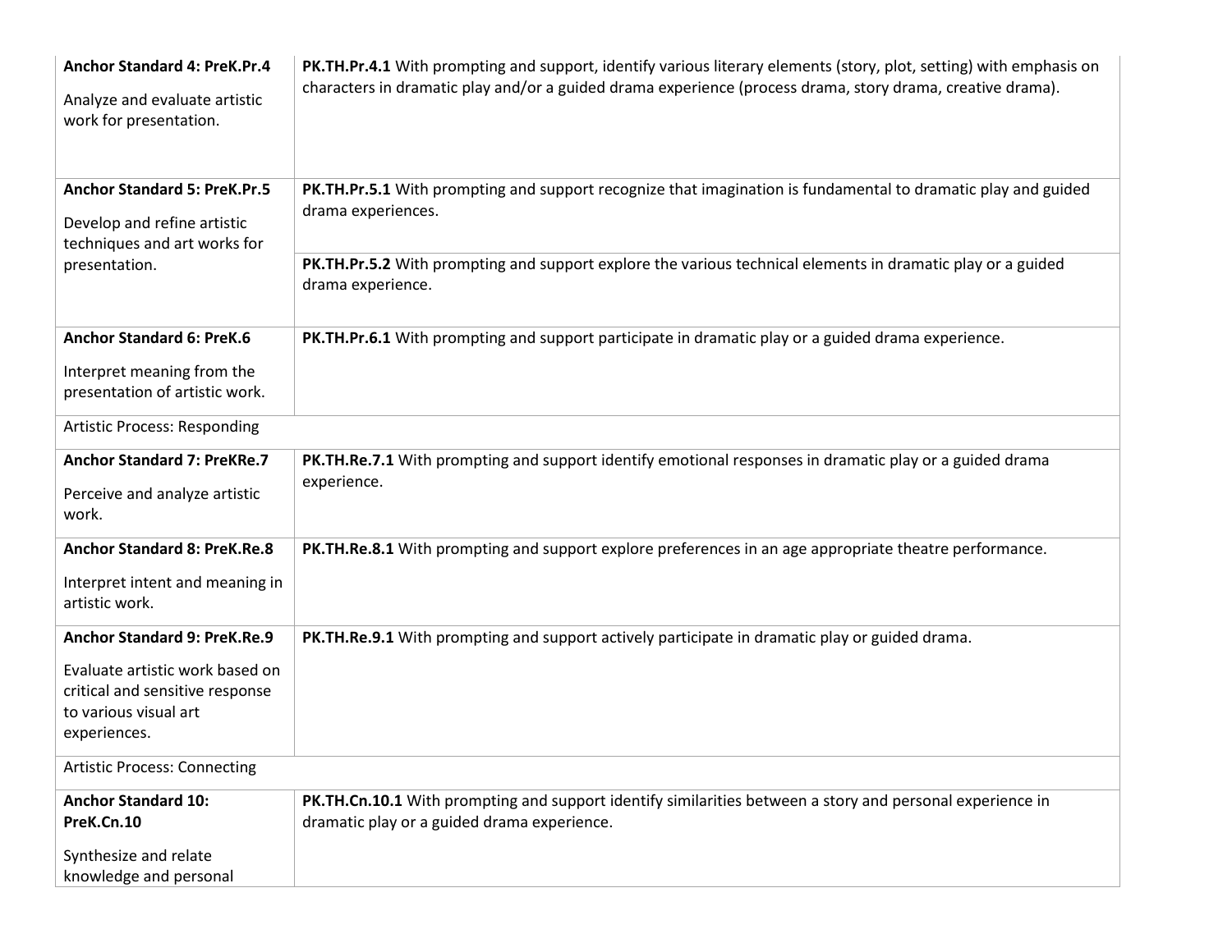| | |
|---|---|
| **Anchor Standard 4: PreK.Pr.4**<br><br>Analyze and evaluate artistic work for presentation. | **PK.TH.Pr.4.1** With prompting and support, identify various literary elements (story, plot, setting) with emphasis on characters in dramatic play and/or a guided drama experience (process drama, story drama, creative drama). |
| **Anchor Standard 5: PreK.Pr.5**<br><br>Develop and refine artistic techniques and art works for presentation. | **PK.TH.Pr.5.1** With prompting and support recognize that imagination is fundamental to dramatic play and guided drama experiences. |
| | **PK.TH.Pr.5.2** With prompting and support explore the various technical elements in dramatic play or a guided drama experience. |
| **Anchor Standard 6: PreK.6**<br><br>Interpret meaning from the presentation of artistic work. | **PK.TH.Pr.6.1** With prompting and support participate in dramatic play or a guided drama experience. |
| Artistic Process: Responding | |
| **Anchor Standard 7: PreKRe.7**<br><br>Perceive and analyze artistic work. | **PK.TH.Re.7.1** With prompting and support identify emotional responses in dramatic play or a guided drama experience. |
| **Anchor Standard 8: PreK.Re.8**<br><br>Interpret intent and meaning in artistic work. | **PK.TH.Re.8.1** With prompting and support explore preferences in an age appropriate theatre performance. |
| **Anchor Standard 9: PreK.Re.9**<br><br>Evaluate artistic work based on critical and sensitive response to various visual art experiences. | **PK.TH.Re.9.1** With prompting and support actively participate in dramatic play or guided drama. |
| Artistic Process: Connecting | |
| **Anchor Standard 10: PreK.Cn.10**<br><br>Synthesize and relate knowledge and personal | **PK.TH.Cn.10.1** With prompting and support identify similarities between a story and personal experience in dramatic play or a guided drama experience. |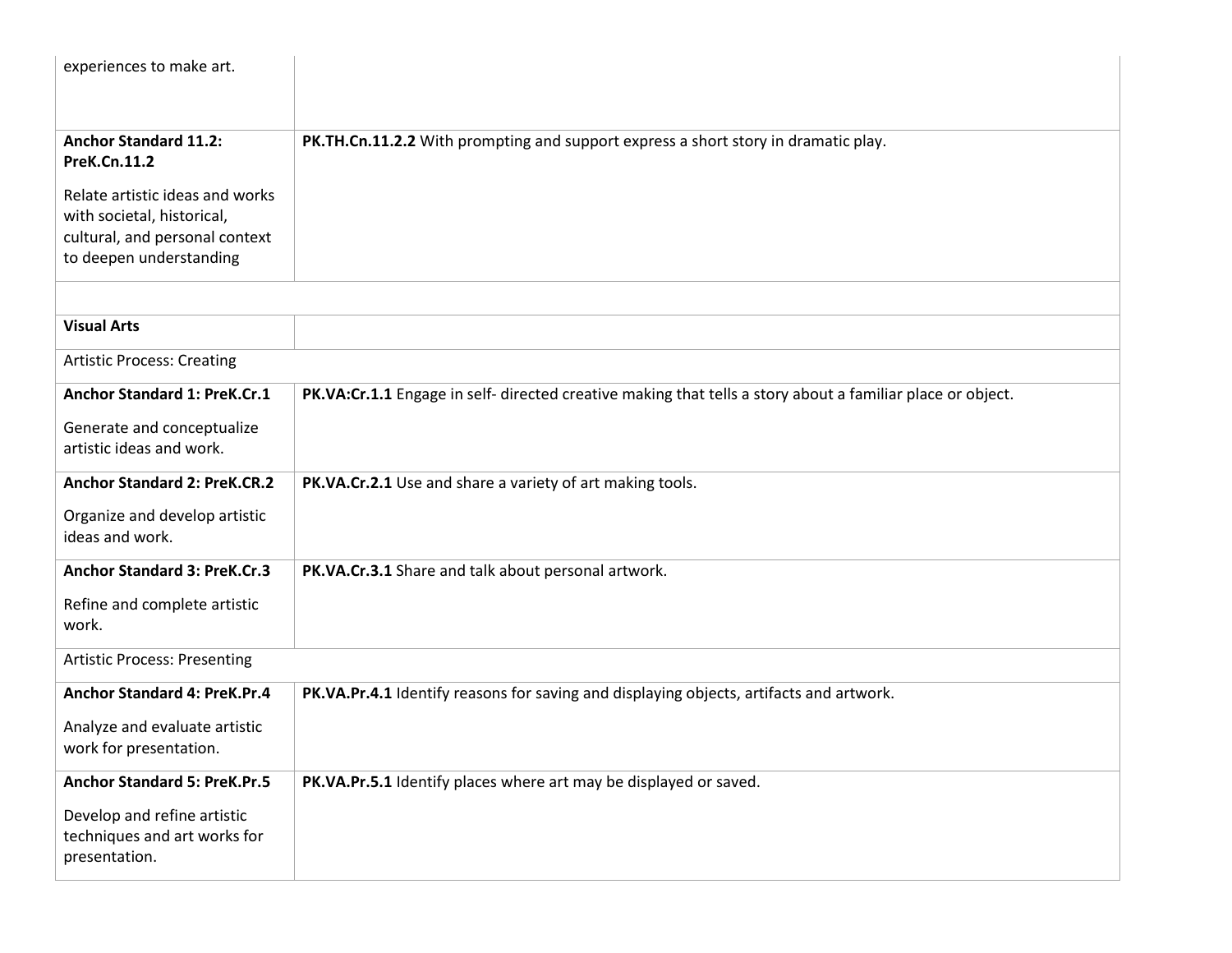| | |
|---|---|
| experiences to make art. | |
| **Anchor Standard 11.2: PreK.Cn.11.2**<br><br>Relate artistic ideas and works with societal, historical, cultural, and personal context to deepen understanding | **PK.TH.Cn.11.2.2** With prompting and support express a short story in dramatic play. |
| | |
| **Visual Arts** | |
| Artistic Process: Creating | |
| **Anchor Standard 1: PreK.Cr.1**<br><br>Generate and conceptualize artistic ideas and work. | **PK.VA:Cr.1.1** Engage in self- directed creative making that tells a story about a familiar place or object. |
| **Anchor Standard 2: PreK.CR.2**<br><br>Organize and develop artistic ideas and work. | **PK.VA.Cr.2.1** Use and share a variety of art making tools. |
| **Anchor Standard 3: PreK.Cr.3**<br><br>Refine and complete artistic work. | **PK.VA.Cr.3.1** Share and talk about personal artwork. |
| Artistic Process: Presenting | |
| **Anchor Standard 4: PreK.Pr.4**<br><br>Analyze and evaluate artistic work for presentation. | **PK.VA.Pr.4.1** Identify reasons for saving and displaying objects, artifacts and artwork. |
| **Anchor Standard 5: PreK.Pr.5**<br><br>Develop and refine artistic techniques and art works for presentation. | **PK.VA.Pr.5.1** Identify places where art may be displayed or saved. |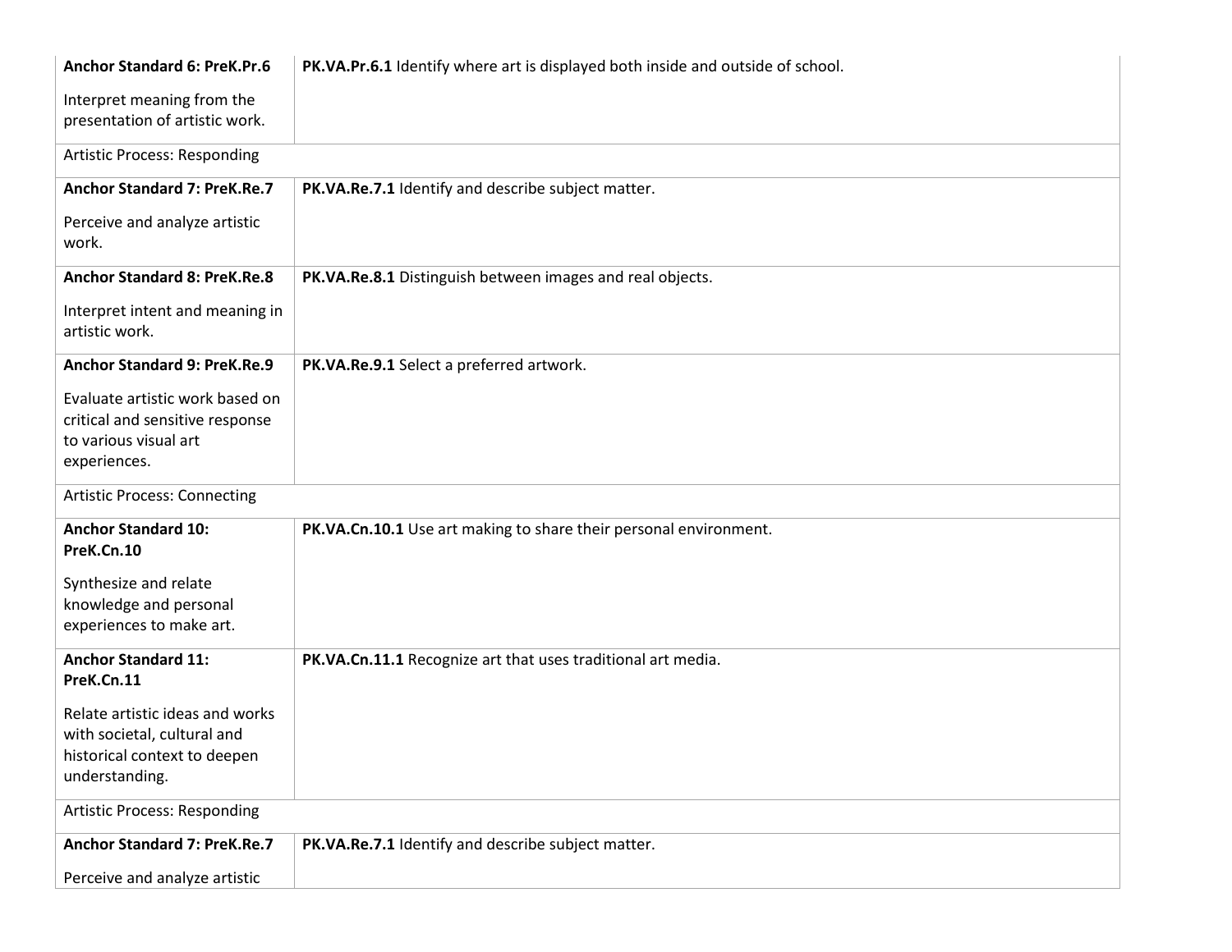| | |
|---|---|
| **Anchor Standard 6: PreK.Pr.6**<br><br>Interpret meaning from the presentation of artistic work. | **PK.VA.Pr.6.1** Identify where art is displayed both inside and outside of school. |
| Artistic Process: Responding | |
| **Anchor Standard 7: PreK.Re.7**<br><br>Perceive and analyze artistic work. | **PK.VA.Re.7.1** Identify and describe subject matter. |
| **Anchor Standard 8: PreK.Re.8**<br><br>Interpret intent and meaning in artistic work. | **PK.VA.Re.8.1** Distinguish between images and real objects. |
| **Anchor Standard 9: PreK.Re.9**<br><br>Evaluate artistic work based on critical and sensitive response to various visual art experiences. | **PK.VA.Re.9.1** Select a preferred artwork. |
| Artistic Process: Connecting | |
| **Anchor Standard 10: PreK.Cn.10**<br><br>Synthesize and relate knowledge and personal experiences to make art. | **PK.VA.Cn.10.1** Use art making to share their personal environment. |
| **Anchor Standard 11: PreK.Cn.11**<br><br>Relate artistic ideas and works with societal, cultural and historical context to deepen understanding. | **PK.VA.Cn.11.1** Recognize art that uses traditional art media. |
| Artistic Process: Responding | |
| **Anchor Standard 7: PreK.Re.7**<br><br>Perceive and analyze artistic | **PK.VA.Re.7.1** Identify and describe subject matter. |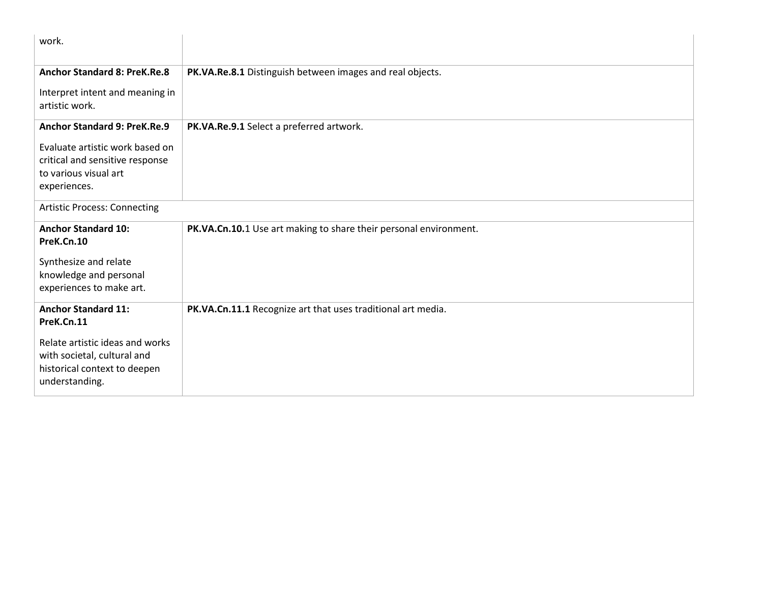| | |
|---|---|
| work. | |
| **Anchor Standard 8: PreK.Re.8**<br><br>Interpret intent and meaning in artistic work. | **PK.VA.Re.8.1** Distinguish between images and real objects. |
| **Anchor Standard 9: PreK.Re.9**<br><br>Evaluate artistic work based on critical and sensitive response to various visual art experiences. | **PK.VA.Re.9.1** Select a preferred artwork. |
| Artistic Process: Connecting | |
| **Anchor Standard 10: PreK.Cn.10**<br><br>Synthesize and relate knowledge and personal experiences to make art. | **PK.VA.Cn.10.**1 Use art making to share their personal environment. |
| **Anchor Standard 11: PreK.Cn.11**<br><br>Relate artistic ideas and works with societal, cultural and historical context to deepen understanding. | **PK.VA.Cn.11.1** Recognize art that uses traditional art media. |